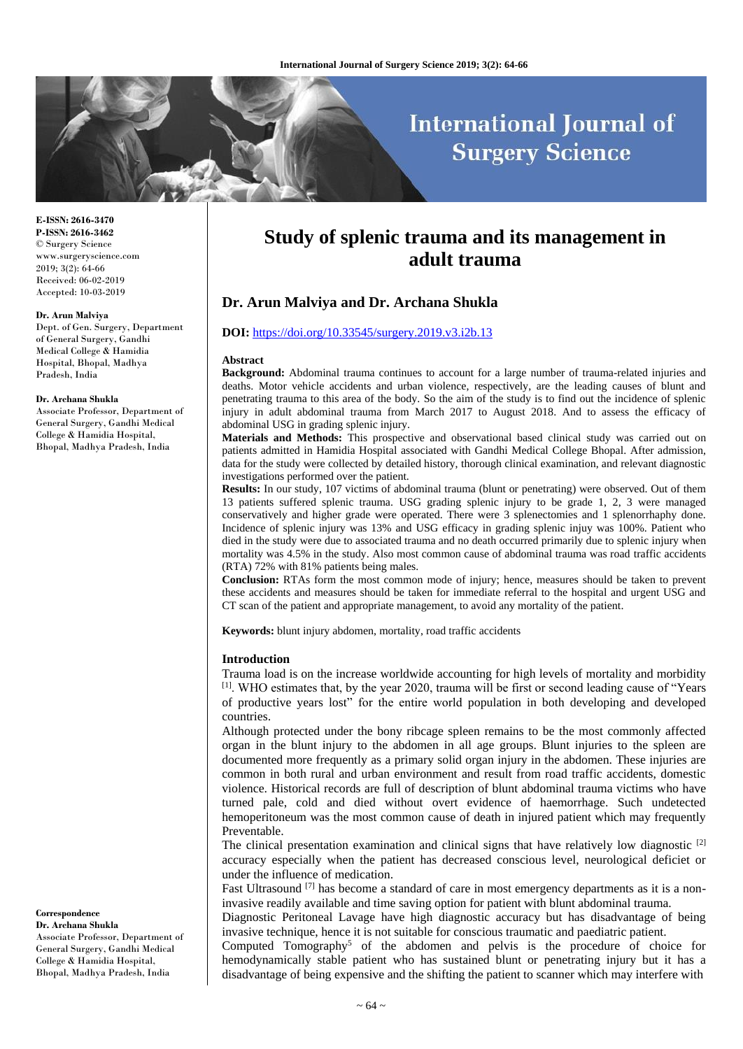**E-ISSN: 2616-3470**
**P-ISSN: 2616-3462**
© Surgery Science
www.surgeryscience.com
2019; 3(2): 64-66
Received: 06-02-2019
Accepted: 10-03-2019

**Dr. Arun Malviya**
Dept. of Gen. Surgery, Department of General Surgery, Gandhi Medical College & Hamidia Hospital, Bhopal, Madhya Pradesh, India

**Dr. Archana Shukla**
Associate Professor, Department of General Surgery, Gandhi Medical College & Hamidia Hospital, Bhopal, Madhya Pradesh, India

**Correspondence**
**Dr. Archana Shukla**
Associate Professor, Department of General Surgery, Gandhi Medical College & Hamidia Hospital, Bhopal, Madhya Pradesh, India

# Study of splenic trauma and its management in adult trauma

## Dr. Arun Malviya and Dr. Archana Shukla

**DOI:** https://doi.org/10.33545/surgery.2019.v3.i2b.13

### Abstract

**Background:** Abdominal trauma continues to account for a large number of trauma-related injuries and deaths. Motor vehicle accidents and urban violence, respectively, are the leading causes of blunt and penetrating trauma to this area of the body. So the aim of the study is to find out the incidence of splenic injury in adult abdominal trauma from March 2017 to August 2018. And to assess the efficacy of abdominal USG in grading splenic injury.

**Materials and Methods:** This prospective and observational based clinical study was carried out on patients admitted in Hamidia Hospital associated with Gandhi Medical College Bhopal. After admission, data for the study were collected by detailed history, thorough clinical examination, and relevant diagnostic investigations performed over the patient.

**Results:** In our study, 107 victims of abdominal trauma (blunt or penetrating) were observed. Out of them 13 patients suffered splenic trauma. USG grading splenic injury to be grade 1, 2, 3 were managed conservatively and higher grade were operated. There were 3 splenectomies and 1 splenorrhaphy done. Incidence of splenic injury was 13% and USG efficacy in grading splenic injuy was 100%. Patient who died in the study were due to associated trauma and no death occurred primarily due to splenic injury when mortality was 4.5% in the study. Also most common cause of abdominal trauma was road traffic accidents (RTA) 72% with 81% patients being males.

**Conclusion:** RTAs form the most common mode of injury; hence, measures should be taken to prevent these accidents and measures should be taken for immediate referral to the hospital and urgent USG and CT scan of the patient and appropriate management, to avoid any mortality of the patient.

**Keywords:** blunt injury abdomen, mortality, road traffic accidents

### Introduction

Trauma load is on the increase worldwide accounting for high levels of mortality and morbidity [1]. WHO estimates that, by the year 2020, trauma will be first or second leading cause of "Years of productive years lost" for the entire world population in both developing and developed countries.

Although protected under the bony ribcage spleen remains to be the most commonly affected organ in the blunt injury to the abdomen in all age groups. Blunt injuries to the spleen are documented more frequently as a primary solid organ injury in the abdomen. These injuries are common in both rural and urban environment and result from road traffic accidents, domestic violence. Historical records are full of description of blunt abdominal trauma victims who have turned pale, cold and died without overt evidence of haemorrhage. Such undetected hemoperitoneum was the most common cause of death in injured patient which may frequently Preventable.

The clinical presentation examination and clinical signs that have relatively low diagnostic [2] accuracy especially when the patient has decreased conscious level, neurological deficiet or under the influence of medication.

Fast Ultrasound [7] has become a standard of care in most emergency departments as it is a non-invasive readily available and time saving option for patient with blunt abdominal trauma.

Diagnostic Peritoneal Lavage have high diagnostic accuracy but has disadvantage of being invasive technique, hence it is not suitable for conscious traumatic and paediatric patient.

Computed Tomography[5] of the abdomen and pelvis is the procedure of choice for hemodynamically stable patient who has sustained blunt or penetrating injury but it has a disadvantage of being expensive and the shifting the patient to scanner which may interfere with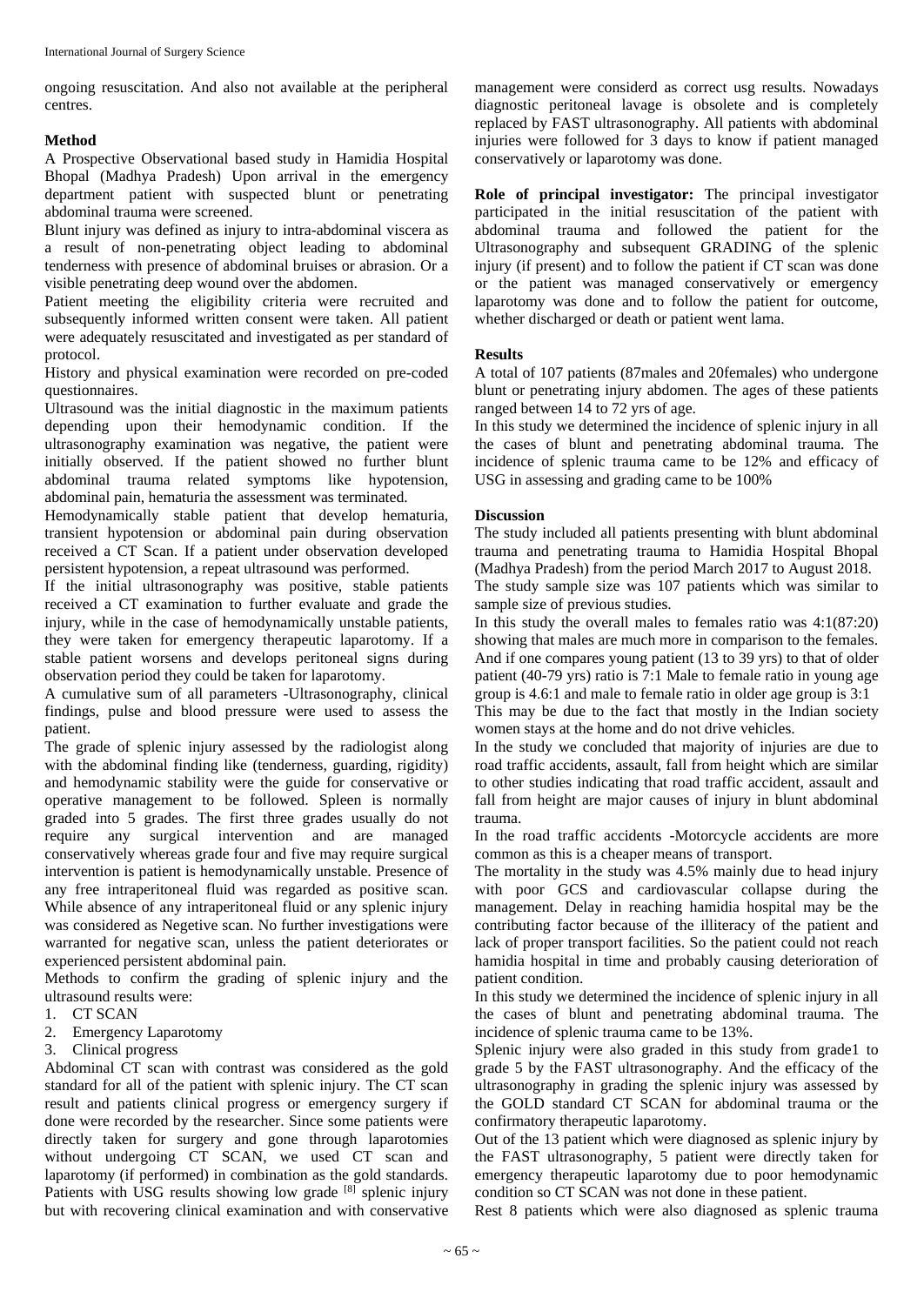ongoing resuscitation. And also not available at the peripheral centres.

### Method

A Prospective Observational based study in Hamidia Hospital Bhopal (Madhya Pradesh) Upon arrival in the emergency department patient with suspected blunt or penetrating abdominal trauma were screened.

Blunt injury was defined as injury to intra-abdominal viscera as a result of non-penetrating object leading to abdominal tenderness with presence of abdominal bruises or abrasion. Or a visible penetrating deep wound over the abdomen.

Patient meeting the eligibility criteria were recruited and subsequently informed written consent were taken. All patient were adequately resuscitated and investigated as per standard of protocol.

History and physical examination were recorded on pre-coded questionnaires.

Ultrasound was the initial diagnostic in the maximum patients depending upon their hemodynamic condition. If the ultrasonography examination was negative, the patient were initially observed. If the patient showed no further blunt abdominal trauma related symptoms like hypotension, abdominal pain, hematuria the assessment was terminated.

Hemodynamically stable patient that develop hematuria, transient hypotension or abdominal pain during observation received a CT Scan. If a patient under observation developed persistent hypotension, a repeat ultrasound was performed.

If the initial ultrasonography was positive, stable patients received a CT examination to further evaluate and grade the injury, while in the case of hemodynamically unstable patients, they were taken for emergency therapeutic laparotomy. If a stable patient worsens and develops peritoneal signs during observation period they could be taken for laparotomy.

A cumulative sum of all parameters -Ultrasonography, clinical findings, pulse and blood pressure were used to assess the patient.

The grade of splenic injury assessed by the radiologist along with the abdominal finding like (tenderness, guarding, rigidity) and hemodynamic stability were the guide for conservative or operative management to be followed. Spleen is normally graded into 5 grades. The first three grades usually do not require any surgical intervention and are managed conservatively whereas grade four and five may require surgical intervention is patient is hemodynamically unstable. Presence of any free intraperitoneal fluid was regarded as positive scan. While absence of any intraperitoneal fluid or any splenic injury was considered as Negetive scan. No further investigations were warranted for negative scan, unless the patient deteriorates or experienced persistent abdominal pain.

Methods to confirm the grading of splenic injury and the ultrasound results were:

1. CT SCAN
2. Emergency Laparotomy
3. Clinical progress

Abdominal CT scan with contrast was considered as the gold standard for all of the patient with splenic injury. The CT scan result and patients clinical progress or emergency surgery if done were recorded by the researcher. Since some patients were directly taken for surgery and gone through laparotomies without undergoing CT SCAN, we used CT scan and laparotomy (if performed) in combination as the gold standards. Patients with USG results showing low grade [8] splenic injury but with recovering clinical examination and with conservative management were considerd as correct usg results. Nowadays diagnostic peritoneal lavage is obsolete and is completely replaced by FAST ultrasonography. All patients with abdominal injuries were followed for 3 days to know if patient managed conservatively or laparotomy was done.

**Role of principal investigator:** The principal investigator participated in the initial resuscitation of the patient with abdominal trauma and followed the patient for the Ultrasonography and subsequent GRADING of the splenic injury (if present) and to follow the patient if CT scan was done or the patient was managed conservatively or emergency laparotomy was done and to follow the patient for outcome, whether discharged or death or patient went lama.

### Results

A total of 107 patients (87males and 20females) who undergone blunt or penetrating injury abdomen. The ages of these patients ranged between 14 to 72 yrs of age.

In this study we determined the incidence of splenic injury in all the cases of blunt and penetrating abdominal trauma. The incidence of splenic trauma came to be 12% and efficacy of USG in assessing and grading came to be 100%

### Discussion

The study included all patients presenting with blunt abdominal trauma and penetrating trauma to Hamidia Hospital Bhopal (Madhya Pradesh) from the period March 2017 to August 2018.

The study sample size was 107 patients which was similar to sample size of previous studies.

In this study the overall males to females ratio was 4:1(87:20) showing that males are much more in comparison to the females. And if one compares young patient (13 to 39 yrs) to that of older patient (40-79 yrs) ratio is 7:1 Male to female ratio in young age group is 4.6:1 and male to female ratio in older age group is 3:1

This may be due to the fact that mostly in the Indian society women stays at the home and do not drive vehicles.

In the study we concluded that majority of injuries are due to road traffic accidents, assault, fall from height which are similar to other studies indicating that road traffic accident, assault and fall from height are major causes of injury in blunt abdominal trauma.

In the road traffic accidents -Motorcycle accidents are more common as this is a cheaper means of transport.

The mortality in the study was 4.5% mainly due to head injury with poor GCS and cardiovascular collapse during the management. Delay in reaching hamidia hospital may be the contributing factor because of the illiteracy of the patient and lack of proper transport facilities. So the patient could not reach hamidia hospital in time and probably causing deterioration of patient condition.

In this study we determined the incidence of splenic injury in all the cases of blunt and penetrating abdominal trauma. The incidence of splenic trauma came to be 13%.

Splenic injury were also graded in this study from grade1 to grade 5 by the FAST ultrasonography. And the efficacy of the ultrasonography in grading the splenic injury was assessed by the GOLD standard CT SCAN for abdominal trauma or the confirmatory therapeutic laparotomy.

Out of the 13 patient which were diagnosed as splenic injury by the FAST ultrasonography, 5 patient were directly taken for emergency therapeutic laparotomy due to poor hemodynamic condition so CT SCAN was not done in these patient.

Rest 8 patients which were also diagnosed as splenic trauma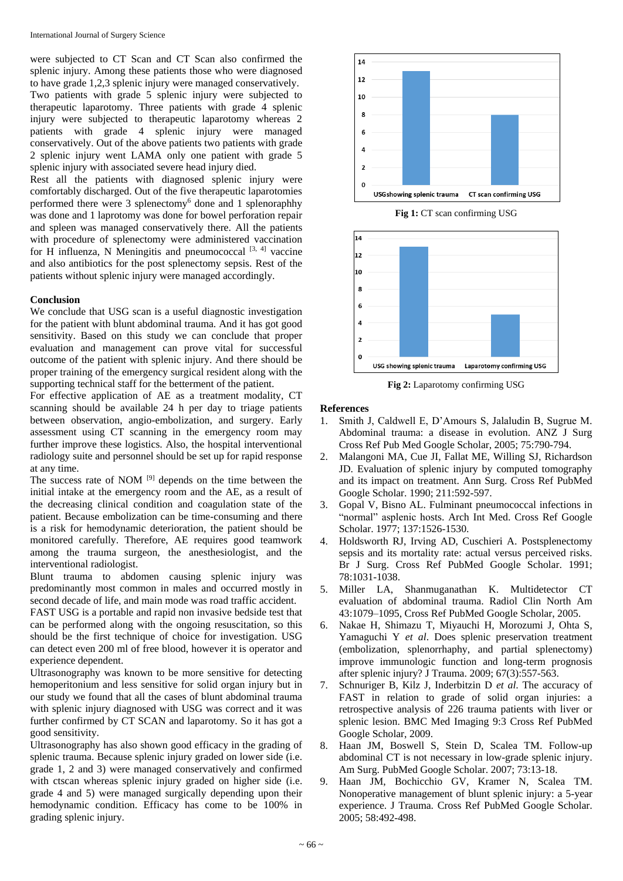were subjected to CT Scan and CT Scan also confirmed the splenic injury. Among these patients those who were diagnosed to have grade 1,2,3 splenic injury were managed conservatively. Two patients with grade 5 splenic injury were subjected to therapeutic laparotomy. Three patients with grade 4 splenic injury were subjected to therapeutic laparotomy whereas 2 patients with grade 4 splenic injury were managed conservatively. Out of the above patients two patients with grade 2 splenic injury went LAMA only one patient with grade 5 splenic injury with associated severe head injury died.

Rest all the patients with diagnosed splenic injury were comfortably discharged. Out of the five therapeutic laparotomies performed there were 3 splenectomy[6] done and 1 splenoraphhy was done and 1 laprotomy was done for bowel perforation repair and spleen was managed conservatively there. All the patients with procedure of splenectomy were administered vaccination for H influenza, N Meningitis and pneumococcal [3, 4] vaccine and also antibiotics for the post splenectomy sepsis. Rest of the patients without splenic injury were managed accordingly.

## Conclusion

We conclude that USG scan is a useful diagnostic investigation for the patient with blunt abdominal trauma. And it has got good sensitivity. Based on this study we can conclude that proper evaluation and management can prove vital for successful outcome of the patient with splenic injury. And there should be proper training of the emergency surgical resident along with the supporting technical staff for the betterment of the patient.

For effective application of AE as a treatment modality, CT scanning should be available 24 h per day to triage patients between observation, angio-embolization, and surgery. Early assessment using CT scanning in the emergency room may further improve these logistics. Also, the hospital interventional radiology suite and personnel should be set up for rapid response at any time.

The success rate of NOM [9] depends on the time between the initial intake at the emergency room and the AE, as a result of the decreasing clinical condition and coagulation state of the patient. Because embolization can be time-consuming and there is a risk for hemodynamic deterioration, the patient should be monitored carefully. Therefore, AE requires good teamwork among the trauma surgeon, the anesthesiologist, and the interventional radiologist.

Blunt trauma to abdomen causing splenic injury was predominantly most common in males and occurred mostly in second decade of life, and main mode was road traffic accident.

FAST USG is a portable and rapid non invasive bedside test that can be performed along with the ongoing resuscitation, so this should be the first technique of choice for investigation. USG can detect even 200 ml of free blood, however it is operator and experience dependent.

Ultrasonography was known to be more sensitive for detecting hemoperitonium and less sensitive for solid organ injury but in our study we found that all the cases of blunt abdominal trauma with splenic injury diagnosed with USG was correct and it was further confirmed by CT SCAN and laparotomy. So it has got a good sensitivity.

Ultrasonography has also shown good efficacy in the grading of splenic trauma. Because splenic injury graded on lower side (i.e. grade 1, 2 and 3) were managed conservatively and confirmed with ctscan whereas splenic injury graded on higher side (i.e. grade 4 and 5) were managed surgically depending upon their hemodynamic condition. Efficacy has come to be 100% in grading splenic injury.

14
12
10
8
6
4
2
0
USGshowing splenic trauma
CT scan confirming USG

**Fig 1:** CT scan confirming USG

14
12
10
8
6
4
2
0
USG showing splenic trauma
Laparotomy confirming USG

**Fig 2:** Laparotomy confirming USG

## References

1. Smith J, Caldwell E, D'Amours S, Jalaludin B, Sugrue M. Abdominal trauma: a disease in evolution. ANZ J Surg Cross Ref Pub Med Google Scholar, 2005; 75:790-794.
2. Malangoni MA, Cue JI, Fallat ME, Willing SJ, Richardson JD. Evaluation of splenic injury by computed tomography and its impact on treatment. Ann Surg. Cross Ref PubMed Google Scholar. 1990; 211:592-597.
3. Gopal V, Bisno AL. Fulminant pneumococcal infections in "normal" asplenic hosts. Arch Int Med. Cross Ref Google Scholar. 1977; 137:1526-1530.
4. Holdsworth RJ, Irving AD, Cuschieri A. Postsplenectomy sepsis and its mortality rate: actual versus perceived risks. Br J Surg. Cross Ref PubMed Google Scholar. 1991; 78:1031-1038.
5. Miller LA, Shanmuganathan K. Multidetector CT evaluation of abdominal trauma. Radiol Clin North Am 43:1079–1095, Cross Ref PubMed Google Scholar, 2005.
6. Nakae H, Shimazu T, Miyauchi H, Morozumi J, Ohta S, Yamaguchi Y *et al*. Does splenic preservation treatment (embolization, splenorrhaphy, and partial splenectomy) improve immunologic function and long-term prognosis after splenic injury? J Trauma. 2009; 67(3):557-563.
7. Schnuriger B, Kilz J, Inderbitzin D *et al.* The accuracy of FAST in relation to grade of solid organ injuries: a retrospective analysis of 226 trauma patients with liver or splenic lesion. BMC Med Imaging 9:3 Cross Ref PubMed Google Scholar, 2009.
8. Haan JM, Boswell S, Stein D, Scalea TM. Follow-up abdominal CT is not necessary in low-grade splenic injury. Am Surg. PubMed Google Scholar. 2007; 73:13-18.
9. Haan JM, Bochicchio GV, Kramer N, Scalea TM. Nonoperative management of blunt splenic injury: a 5-year experience. J Trauma. Cross Ref PubMed Google Scholar. 2005; 58:492-498.